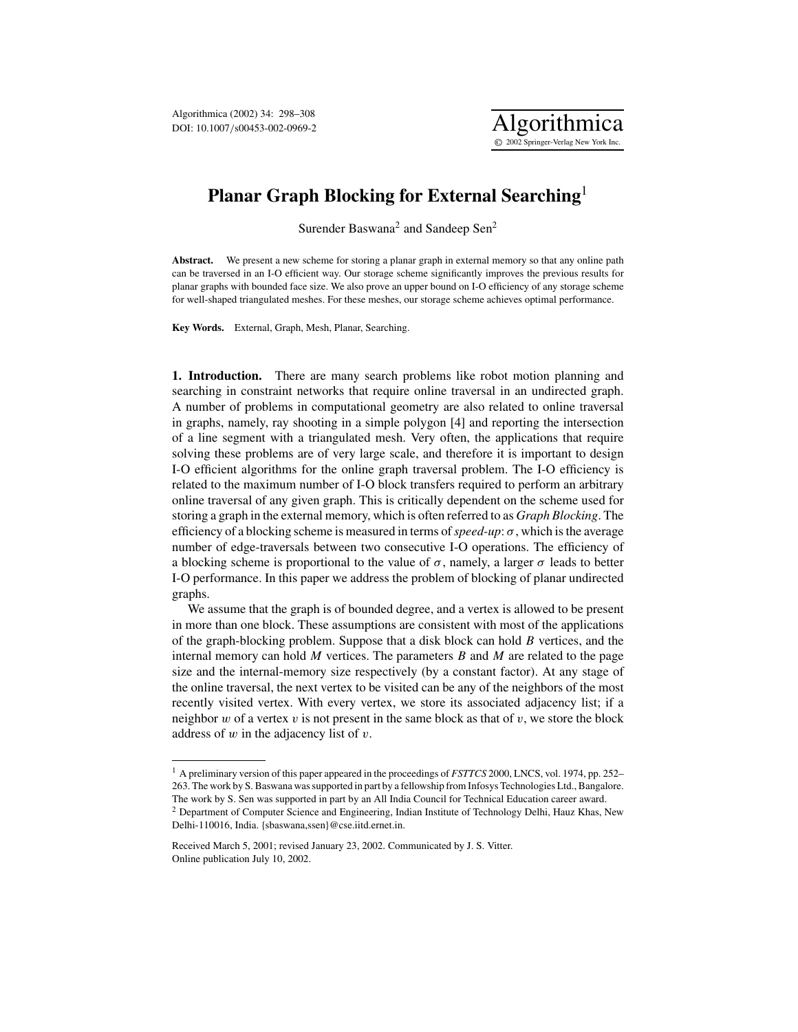Algorithmica (2002) 34: 298–308
DOI: 10.1007/s00453-002-0969-2

Algorithmica
© 2002 Springer-Verlag New York Inc.

# Planar Graph Blocking for External Searching[1]

Surender Baswana[2] and Sandeep Sen[2]

**Abstract.** We present a new scheme for storing a planar graph in external memory so that any online path can be traversed in an I-O efficient way. Our storage scheme significantly improves the previous results for planar graphs with bounded face size. We also prove an upper bound on I-O efficiency of any storage scheme for well-shaped triangulated meshes. For these meshes, our storage scheme achieves optimal performance.

**Key Words.** External, Graph, Mesh, Planar, Searching.

**1. Introduction.** There are many search problems like robot motion planning and searching in constraint networks that require online traversal in an undirected graph. A number of problems in computational geometry are also related to online traversal in graphs, namely, ray shooting in a simple polygon [4] and reporting the intersection of a line segment with a triangulated mesh. Very often, the applications that require solving these problems are of very large scale, and therefore it is important to design I-O efficient algorithms for the online graph traversal problem. The I-O efficiency is related to the maximum number of I-O block transfers required to perform an arbitrary online traversal of any given graph. This is critically dependent on the scheme used for storing a graph in the external memory, which is often referred to as *Graph Blocking*. The efficiency of a blocking scheme is measured in terms of *speed-up*: $\sigma$, which is the average number of edge-traversals between two consecutive I-O operations. The efficiency of a blocking scheme is proportional to the value of $\sigma$, namely, a larger $\sigma$ leads to better I-O performance. In this paper we address the problem of blocking of planar undirected graphs.

We assume that the graph is of bounded degree, and a vertex is allowed to be present in more than one block. These assumptions are consistent with most of the applications of the graph-blocking problem. Suppose that a disk block can hold $B$ vertices, and the internal memory can hold $M$ vertices. The parameters $B$ and $M$ are related to the page size and the internal-memory size respectively (by a constant factor). At any stage of the online traversal, the next vertex to be visited can be any of the neighbors of the most recently visited vertex. With every vertex, we store its associated adjacency list; if a neighbor $w$ of a vertex $v$ is not present in the same block as that of $v$, we store the block address of $w$ in the adjacency list of $v$.

---

[1] A preliminary version of this paper appeared in the proceedings of *FSTTCS* 2000, LNCS, vol. 1974, pp. 252–263. The work by S. Baswana was supported in part by a fellowship from Infosys Technologies Ltd., Bangalore. The work by S. Sen was supported in part by an All India Council for Technical Education career award.

[2] Department of Computer Science and Engineering, Indian Institute of Technology Delhi, Hauz Khas, New Delhi-110016, India. {sbaswana,ssen}@cse.iitd.ernet.in.

Received March 5, 2001; revised January 23, 2002. Communicated by J. S. Vitter.
Online publication July 10, 2002.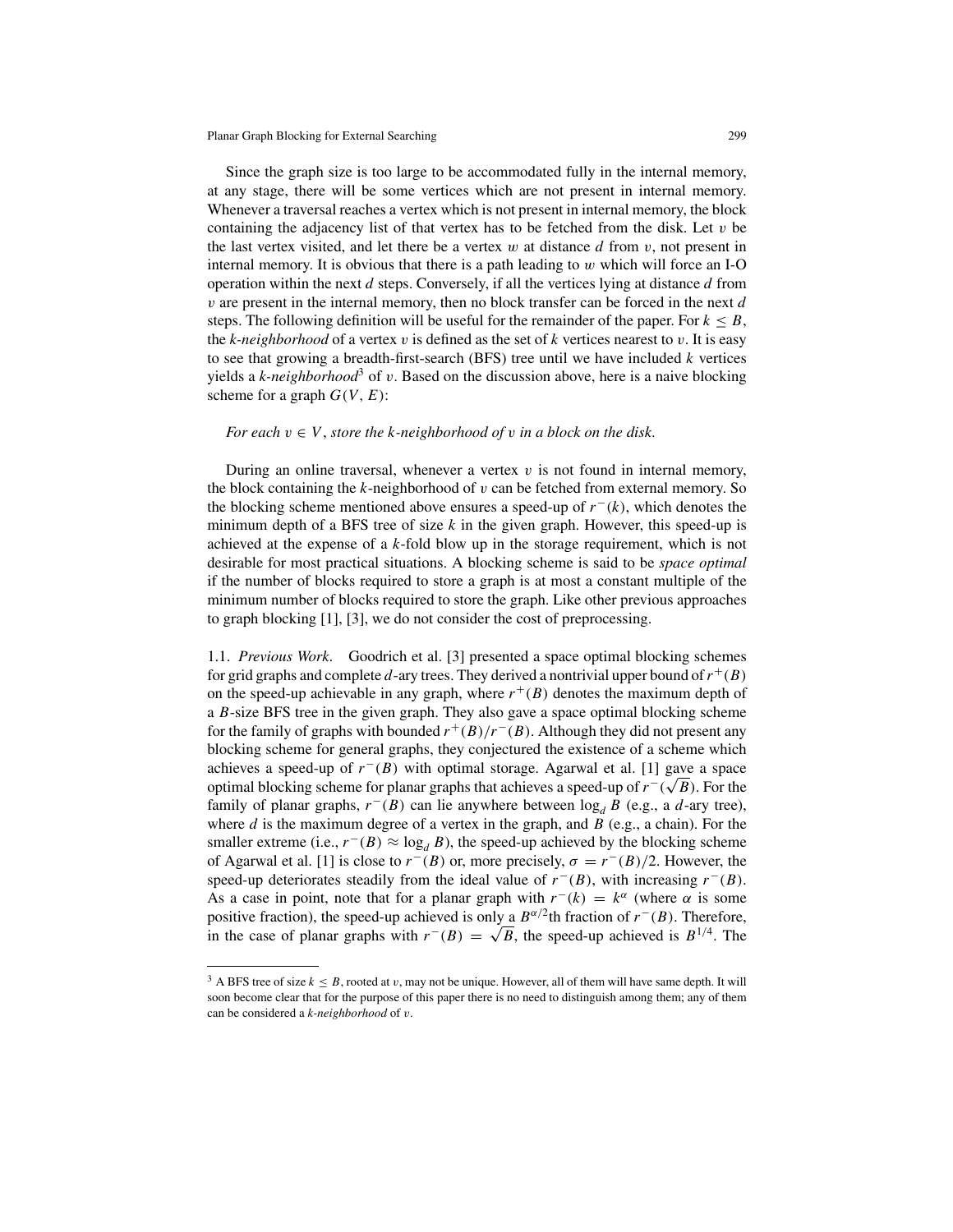Since the graph size is too large to be accommodated fully in the internal memory, at any stage, there will be some vertices which are not present in internal memory. Whenever a traversal reaches a vertex which is not present in internal memory, the block containing the adjacency list of that vertex has to be fetched from the disk. Let $v$ be the last vertex visited, and let there be a vertex $w$ at distance $d$ from $v$, not present in internal memory. It is obvious that there is a path leading to $w$ which will force an I-O operation within the next $d$ steps. Conversely, if all the vertices lying at distance $d$ from $v$ are present in the internal memory, then no block transfer can be forced in the next $d$ steps. The following definition will be useful for the remainder of the paper. For $k \leq B$, the *k-neighborhood* of a vertex $v$ is defined as the set of $k$ vertices nearest to $v$. It is easy to see that growing a breadth-first-search (BFS) tree until we have included $k$ vertices yields a *k-neighborhood*[3] of $v$. Based on the discussion above, here is a naive blocking scheme for a graph $G(V, E)$:

*For each $v \in V$, store the k-neighborhood of $v$ in a block on the disk.*

During an online traversal, whenever a vertex $v$ is not found in internal memory, the block containing the $k$-neighborhood of $v$ can be fetched from external memory. So the blocking scheme mentioned above ensures a speed-up of $r^-(k)$, which denotes the minimum depth of a BFS tree of size $k$ in the given graph. However, this speed-up is achieved at the expense of a $k$-fold blow up in the storage requirement, which is not desirable for most practical situations. A blocking scheme is said to be *space optimal* if the number of blocks required to store a graph is at most a constant multiple of the minimum number of blocks required to store the graph. Like other previous approaches to graph blocking [1], [3], we do not consider the cost of preprocessing.

1.1. *Previous Work*. Goodrich et al. [3] presented a space optimal blocking schemes for grid graphs and complete $d$-ary trees. They derived a nontrivial upper bound of $r^+(B)$ on the speed-up achievable in any graph, where $r^+(B)$ denotes the maximum depth of a $B$-size BFS tree in the given graph. They also gave a space optimal blocking scheme for the family of graphs with bounded $r^+(B)/r^-(B)$. Although they did not present any blocking scheme for general graphs, they conjectured the existence of a scheme which achieves a speed-up of $r^-(B)$ with optimal storage. Agarwal et al. [1] gave a space optimal blocking scheme for planar graphs that achieves a speed-up of $r^-(\sqrt{B})$. For the family of planar graphs, $r^-(B)$ can lie anywhere between $\log_d B$ (e.g., a $d$-ary tree), where $d$ is the maximum degree of a vertex in the graph, and $B$ (e.g., a chain). For the smaller extreme (i.e., $r^-(B) \approx \log_d B$), the speed-up achieved by the blocking scheme of Agarwal et al. [1] is close to $r^-(B)$ or, more precisely, $\sigma = r^-(B)/2$. However, the speed-up deteriorates steadily from the ideal value of $r^-(B)$, with increasing $r^-(B)$. As a case in point, note that for a planar graph with $r^-(k) = k^\alpha$ (where $\alpha$ is some positive fraction), the speed-up achieved is only a $B^{\alpha/2}$th fraction of $r^-(B)$. Therefore, in the case of planar graphs with $r^-(B) = \sqrt{B}$, the speed-up achieved is $B^{1/4}$. The

[3] A BFS tree of size $k \leq B$, rooted at $v$, may not be unique. However, all of them will have same depth. It will soon become clear that for the purpose of this paper there is no need to distinguish among them; any of them can be considered a *k-neighborhood* of $v$.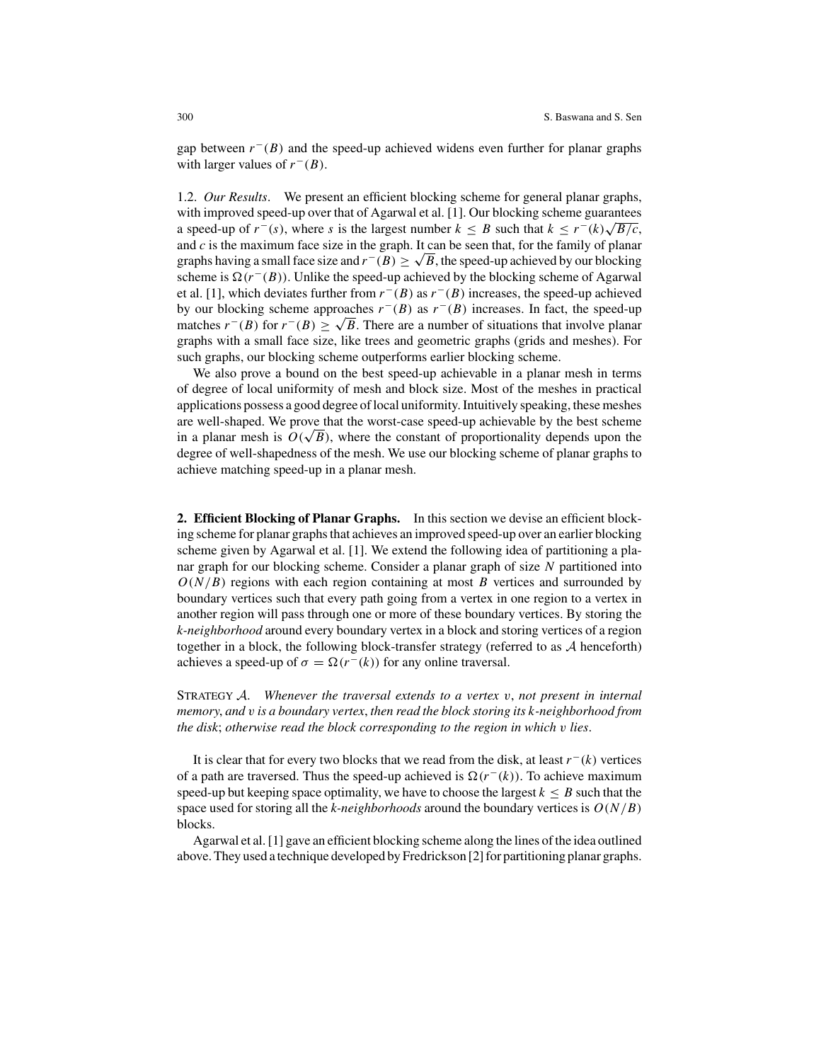gap between $r^-(B)$ and the speed-up achieved widens even further for planar graphs with larger values of $r^-(B)$.

1.2. *Our Results*. We present an efficient blocking scheme for general planar graphs, with improved speed-up over that of Agarwal et al. [1]. Our blocking scheme guarantees a speed-up of $r^-(s)$, where $s$ is the largest number $k \leq B$ such that $k \leq r^-(k)\sqrt{B/c}$, and $c$ is the maximum face size in the graph. It can be seen that, for the family of planar graphs having a small face size and $r^-(B) \geq \sqrt{B}$, the speed-up achieved by our blocking scheme is $\Omega(r^-(B))$. Unlike the speed-up achieved by the blocking scheme of Agarwal et al. [1], which deviates further from $r^-(B)$ as $r^-(B)$ increases, the speed-up achieved by our blocking scheme approaches $r^-(B)$ as $r^-(B)$ increases. In fact, the speed-up matches $r^-(B)$ for $r^-(B) \geq \sqrt{B}$. There are a number of situations that involve planar graphs with a small face size, like trees and geometric graphs (grids and meshes). For such graphs, our blocking scheme outperforms earlier blocking scheme.

We also prove a bound on the best speed-up achievable in a planar mesh in terms of degree of local uniformity of mesh and block size. Most of the meshes in practical applications possess a good degree of local uniformity. Intuitively speaking, these meshes are well-shaped. We prove that the worst-case speed-up achievable by the best scheme in a planar mesh is $O(\sqrt{B})$, where the constant of proportionality depends upon the degree of well-shapedness of the mesh. We use our blocking scheme of planar graphs to achieve matching speed-up in a planar mesh.

## 2. Efficient Blocking of Planar Graphs.

In this section we devise an efficient blocking scheme for planar graphs that achieves an improved speed-up over an earlier blocking scheme given by Agarwal et al. [1]. We extend the following idea of partitioning a planar graph for our blocking scheme. Consider a planar graph of size $N$ partitioned into $O(N/B)$ regions with each region containing at most $B$ vertices and surrounded by boundary vertices such that every path going from a vertex in one region to a vertex in another region will pass through one or more of these boundary vertices. By storing the *k-neighborhood* around every boundary vertex in a block and storing vertices of a region together in a block, the following block-transfer strategy (referred to as $\mathcal{A}$ henceforth) achieves a speed-up of $\sigma = \Omega(r^-(k))$ for any online traversal.

STRATEGY $\mathcal{A}$. *Whenever the traversal extends to a vertex* $v$, *not present in internal memory*, *and* $v$ *is a boundary vertex*, *then read the block storing its* $k$*-neighborhood from the disk*; *otherwise read the block corresponding to the region in which* $v$ *lies*.

It is clear that for every two blocks that we read from the disk, at least $r^-(k)$ vertices of a path are traversed. Thus the speed-up achieved is $\Omega(r^-(k))$. To achieve maximum speed-up but keeping space optimality, we have to choose the largest $k \leq B$ such that the space used for storing all the *k-neighborhoods* around the boundary vertices is $O(N/B)$ blocks.

Agarwal et al. [1] gave an efficient blocking scheme along the lines of the idea outlined above. They used a technique developed by Fredrickson [2] for partitioning planar graphs.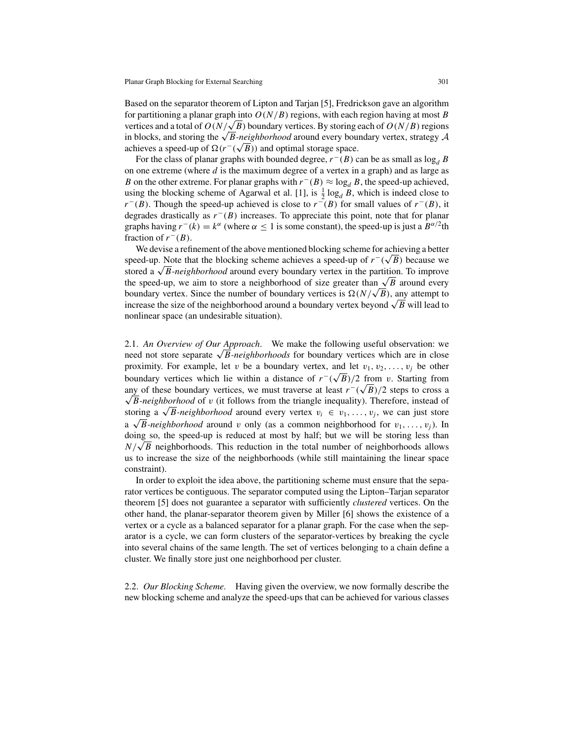Based on the separator theorem of Lipton and Tarjan [5], Fredrickson gave an algorithm for partitioning a planar graph into $O(N/B)$ regions, with each region having at most $B$ vertices and a total of $O(N/\sqrt{B})$ boundary vertices. By storing each of $O(N/B)$ regions in blocks, and storing the $\sqrt{B}$*-neighborhood* around every boundary vertex, strategy $\mathcal{A}$ achieves a speed-up of $\Omega(r^-(\sqrt{B}))$ and optimal storage space.

For the class of planar graphs with bounded degree, $r^-(B)$ can be as small as $\log_d B$ on one extreme (where $d$ is the maximum degree of a vertex in a graph) and as large as $B$ on the other extreme. For planar graphs with $r^-(B) \approx \log_d B$, the speed-up achieved, using the blocking scheme of Agarwal et al. [1], is $\frac{1}{2}\log_d B$, which is indeed close to $r^-(B)$. Though the speed-up achieved is close to $r^-(B)$ for small values of $r^-(B)$, it degrades drastically as $r^-(B)$ increases. To appreciate this point, note that for planar graphs having $r^-(k) = k^\alpha$ (where $\alpha \leq 1$ is some constant), the speed-up is just a $B^{\alpha/2}$th fraction of $r^-(B)$.

We devise a refinement of the above mentioned blocking scheme for achieving a better speed-up. Note that the blocking scheme achieves a speed-up of $r^-(\sqrt{B})$ because we stored a $\sqrt{B}$*-neighborhood* around every boundary vertex in the partition. To improve the speed-up, we aim to store a neighborhood of size greater than $\sqrt{B}$ around every boundary vertex. Since the number of boundary vertices is $\Omega(N/\sqrt{B})$, any attempt to increase the size of the neighborhood around a boundary vertex beyond $\sqrt{B}$ will lead to nonlinear space (an undesirable situation).

2.1. *An Overview of Our Approach*. We make the following useful observation: we need not store separate $\sqrt{B}$*-neighborhoods* for boundary vertices which are in close proximity. For example, let $v$ be a boundary vertex, and let $v_1, v_2, \ldots, v_j$ be other boundary vertices which lie within a distance of $r^-(\sqrt{B})/2$ from $v$. Starting from any of these boundary vertices, we must traverse at least $r^-(\sqrt{B})/2$ steps to cross a $\sqrt{B}$*-neighborhood* of $v$ (it follows from the triangle inequality). Therefore, instead of storing a $\sqrt{B}$*-neighborhood* around every vertex $v_i \in v_1, \ldots, v_j$, we can just store a $\sqrt{B}$*-neighborhood* around $v$ only (as a common neighborhood for $v_1, \ldots, v_j$). In doing so, the speed-up is reduced at most by half; but we will be storing less than $N/\sqrt{B}$ neighborhoods. This reduction in the total number of neighborhoods allows us to increase the size of the neighborhoods (while still maintaining the linear space constraint).

In order to exploit the idea above, the partitioning scheme must ensure that the separator vertices be contiguous. The separator computed using the Lipton–Tarjan separator theorem [5] does not guarantee a separator with sufficiently *clustered* vertices. On the other hand, the planar-separator theorem given by Miller [6] shows the existence of a vertex or a cycle as a balanced separator for a planar graph. For the case when the separator is a cycle, we can form clusters of the separator-vertices by breaking the cycle into several chains of the same length. The set of vertices belonging to a chain define a cluster. We finally store just one neighborhood per cluster.

2.2. *Our Blocking Scheme*. Having given the overview, we now formally describe the new blocking scheme and analyze the speed-ups that can be achieved for various classes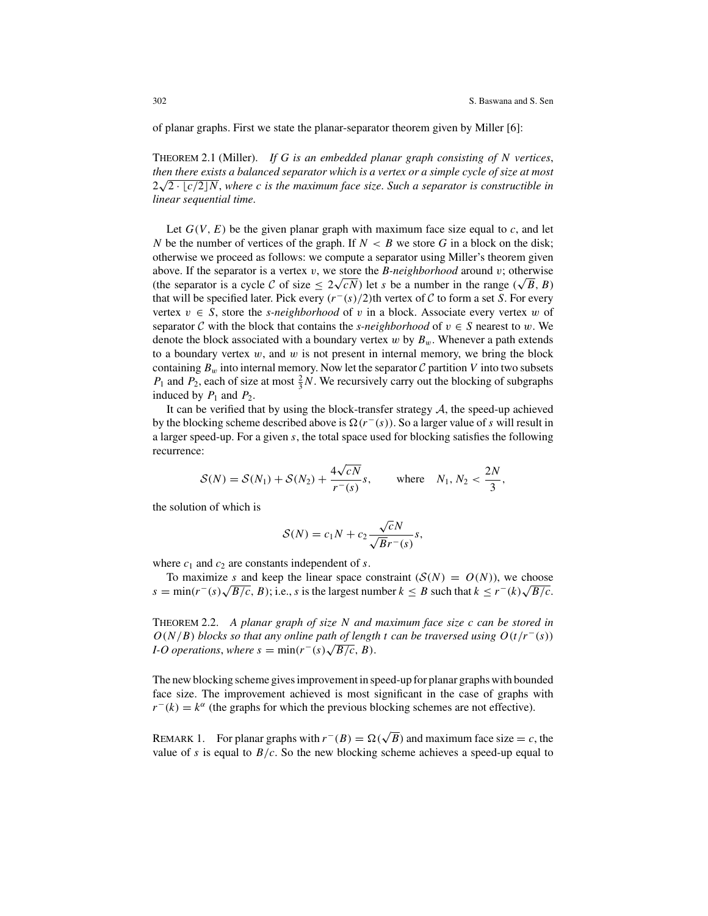of planar graphs. First we state the planar-separator theorem given by Miller [6]:

THEOREM 2.1 (Miller). *If $G$ is an embedded planar graph consisting of $N$ vertices, then there exists a balanced separator which is a vertex or a simple cycle of size at most $2\sqrt{2 \cdot \lfloor c/2 \rfloor N}$, where $c$ is the maximum face size. Such a separator is constructible in linear sequential time.*

Let $G(V, E)$ be the given planar graph with maximum face size equal to $c$, and let $N$ be the number of vertices of the graph. If $N < B$ we store $G$ in a block on the disk; otherwise we proceed as follows: we compute a separator using Miller's theorem given above. If the separator is a vertex $v$, we store the *B-neighborhood* around $v$; otherwise (the separator is a cycle $\mathcal{C}$ of size $\leq 2\sqrt{cN}$) let $s$ be a number in the range $(\sqrt{B}, B)$ that will be specified later. Pick every $(r^{-}(s)/2)$th vertex of $\mathcal{C}$ to form a set $S$. For every vertex $v \in S$, store the *s-neighborhood* of $v$ in a block. Associate every vertex $w$ of separator $\mathcal{C}$ with the block that contains the *s-neighborhood* of $v \in S$ nearest to $w$. We denote the block associated with a boundary vertex $w$ by $B_w$. Whenever a path extends to a boundary vertex $w$, and $w$ is not present in internal memory, we bring the block containing $B_w$ into internal memory. Now let the separator $\mathcal{C}$ partition $V$ into two subsets $P_1$ and $P_2$, each of size at most $\frac{2}{3}N$. We recursively carry out the blocking of subgraphs induced by $P_1$ and $P_2$.

It can be verified that by using the block-transfer strategy $\mathcal{A}$, the speed-up achieved by the blocking scheme described above is $\Omega(r^{-}(s))$. So a larger value of $s$ will result in a larger speed-up. For a given $s$, the total space used for blocking satisfies the following recurrence:

$$\mathcal{S}(N) = \mathcal{S}(N_1) + \mathcal{S}(N_2) + \frac{4\sqrt{cN}}{r^{-}(s)}s, \qquad \text{where} \quad N_1, N_2 < \frac{2N}{3},$$

the solution of which is

$$\mathcal{S}(N) = c_1 N + c_2 \frac{\sqrt{c}N}{\sqrt{B}r^{-}(s)}s,$$

where $c_1$ and $c_2$ are constants independent of $s$.

To maximize $s$ and keep the linear space constraint ($\mathcal{S}(N) = O(N)$), we choose $s = \min(r^{-}(s)\sqrt{B/c}, B)$; i.e., $s$ is the largest number $k \leq B$ such that $k \leq r^{-}(k)\sqrt{B/c}$.

THEOREM 2.2. *A planar graph of size $N$ and maximum face size $c$ can be stored in $O(N/B)$ blocks so that any online path of length $t$ can be traversed using $O(t/r^{-}(s))$ I-O operations, where $s = \min(r^{-}(s)\sqrt{B/c}, B)$.*

The new blocking scheme gives improvement in speed-up for planar graphs with bounded face size. The improvement achieved is most significant in the case of graphs with $r^{-}(k) = k^{\alpha}$ (the graphs for which the previous blocking schemes are not effective).

REMARK 1. For planar graphs with $r^{-}(B) = \Omega(\sqrt{B})$ and maximum face size $= c$, the value of $s$ is equal to $B/c$. So the new blocking scheme achieves a speed-up equal to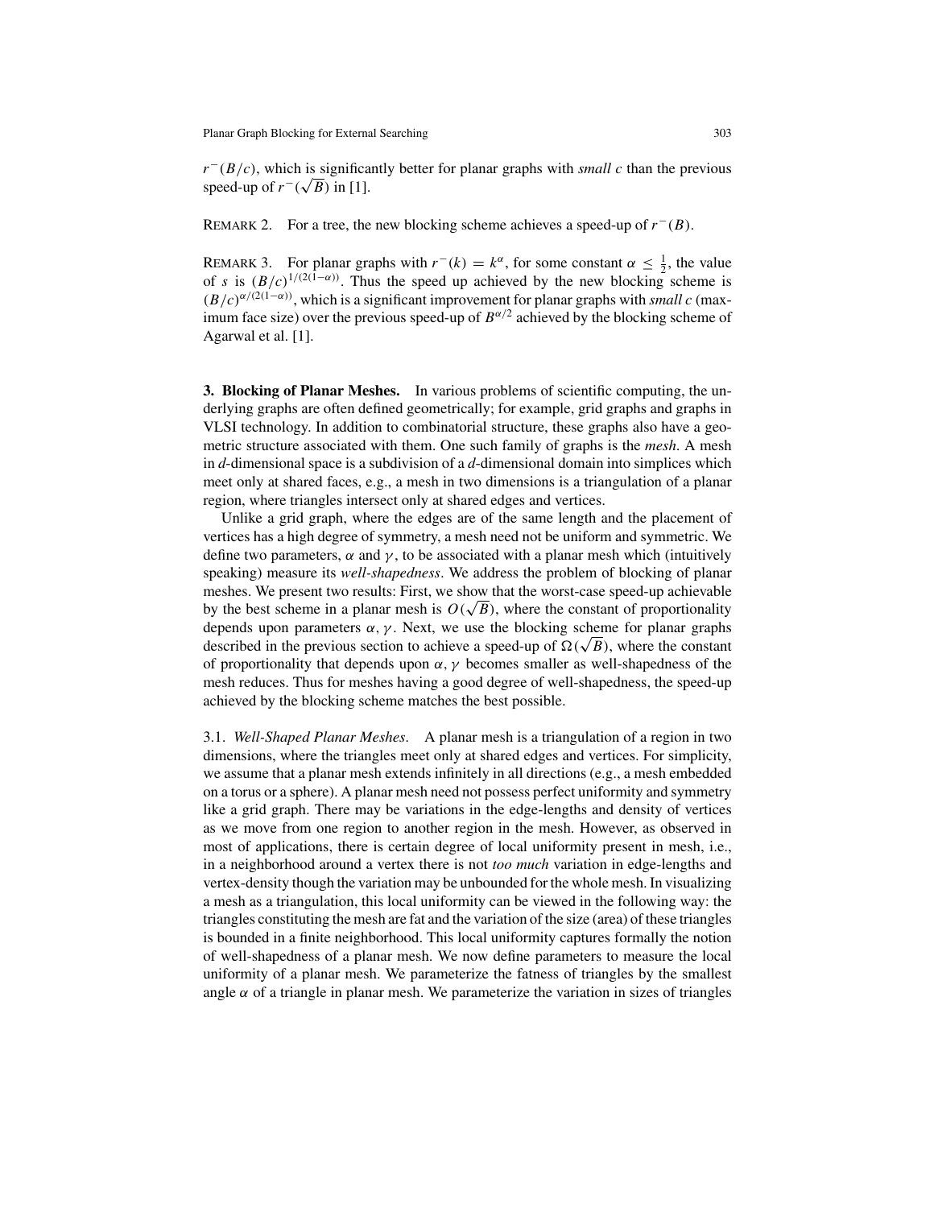$r^-(B/c)$, which is significantly better for planar graphs with *small* $c$ than the previous speed-up of $r^-(\sqrt{B})$ in [1].

REMARK 2. For a tree, the new blocking scheme achieves a speed-up of $r^-(B)$.

REMARK 3. For planar graphs with $r^-(k) = k^\alpha$, for some constant $\alpha \le \frac{1}{2}$, the value of $s$ is $(B/c)^{1/(2(1-\alpha))}$. Thus the speed up achieved by the new blocking scheme is $(B/c)^{\alpha/(2(1-\alpha))}$, which is a significant improvement for planar graphs with *small* $c$ (maximum face size) over the previous speed-up of $B^{\alpha/2}$ achieved by the blocking scheme of Agarwal et al. [1].

**3. Blocking of Planar Meshes.** In various problems of scientific computing, the underlying graphs are often defined geometrically; for example, grid graphs and graphs in VLSI technology. In addition to combinatorial structure, these graphs also have a geometric structure associated with them. One such family of graphs is the *mesh*. A mesh in $d$-dimensional space is a subdivision of a $d$-dimensional domain into simplices which meet only at shared faces, e.g., a mesh in two dimensions is a triangulation of a planar region, where triangles intersect only at shared edges and vertices.

Unlike a grid graph, where the edges are of the same length and the placement of vertices has a high degree of symmetry, a mesh need not be uniform and symmetric. We define two parameters, $\alpha$ and $\gamma$, to be associated with a planar mesh which (intuitively speaking) measure its *well-shapedness*. We address the problem of blocking of planar meshes. We present two results: First, we show that the worst-case speed-up achievable by the best scheme in a planar mesh is $O(\sqrt{B})$, where the constant of proportionality depends upon parameters $\alpha, \gamma$. Next, we use the blocking scheme for planar graphs described in the previous section to achieve a speed-up of $\Omega(\sqrt{B})$, where the constant of proportionality that depends upon $\alpha, \gamma$ becomes smaller as well-shapedness of the mesh reduces. Thus for meshes having a good degree of well-shapedness, the speed-up achieved by the blocking scheme matches the best possible.

3.1. *Well-Shaped Planar Meshes*. A planar mesh is a triangulation of a region in two dimensions, where the triangles meet only at shared edges and vertices. For simplicity, we assume that a planar mesh extends infinitely in all directions (e.g., a mesh embedded on a torus or a sphere). A planar mesh need not possess perfect uniformity and symmetry like a grid graph. There may be variations in the edge-lengths and density of vertices as we move from one region to another region in the mesh. However, as observed in most of applications, there is certain degree of local uniformity present in mesh, i.e., in a neighborhood around a vertex there is not *too much* variation in edge-lengths and vertex-density though the variation may be unbounded for the whole mesh. In visualizing a mesh as a triangulation, this local uniformity can be viewed in the following way: the triangles constituting the mesh are fat and the variation of the size (area) of these triangles is bounded in a finite neighborhood. This local uniformity captures formally the notion of well-shapedness of a planar mesh. We now define parameters to measure the local uniformity of a planar mesh. We parameterize the fatness of triangles by the smallest angle $\alpha$ of a triangle in planar mesh. We parameterize the variation in sizes of triangles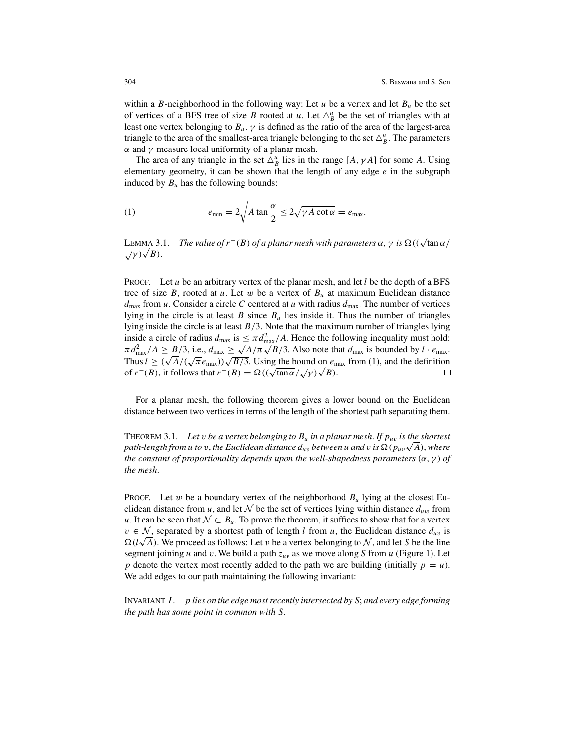within a $B$-neighborhood in the following way: Let $u$ be a vertex and let $B_u$ be the set of vertices of a BFS tree of size $B$ rooted at $u$. Let $\triangle_B^u$ be the set of triangles with at least one vertex belonging to $B_u$. $\gamma$ is defined as the ratio of the area of the largest-area triangle to the area of the smallest-area triangle belonging to the set $\triangle_B^u$. The parameters $\alpha$ and $\gamma$ measure local uniformity of a planar mesh.

The area of any triangle in the set $\triangle_B^u$ lies in the range $[A, \gamma A]$ for some $A$. Using elementary geometry, it can be shown that the length of any edge $e$ in the subgraph induced by $B_u$ has the following bounds:

$$e_{\min} = 2\sqrt{A \tan \frac{\alpha}{2}} \leq 2\sqrt{\gamma A \cot \alpha} = e_{\max}. \tag{1}$$

LEMMA 3.1. *The value of $r^-(B)$ of a planar mesh with parameters $\alpha, \gamma$ is $\Omega((\sqrt{\tan \alpha}/\sqrt{\gamma})\sqrt{B})$.*

PROOF. Let $u$ be an arbitrary vertex of the planar mesh, and let $l$ be the depth of a BFS tree of size $B$, rooted at $u$. Let $w$ be a vertex of $B_u$ at maximum Euclidean distance $d_{\max}$ from $u$. Consider a circle $C$ centered at $u$ with radius $d_{\max}$. The number of vertices lying in the circle is at least $B$ since $B_u$ lies inside it. Thus the number of triangles lying inside the circle is at least $B/3$. Note that the maximum number of triangles lying inside a circle of radius $d_{\max}$ is $\leq \pi d_{\max}^2/A$. Hence the following inequality must hold: $\pi d_{\max}^2/A \geq B/3$, i.e., $d_{\max} \geq \sqrt{A/\pi}\sqrt{B/3}$. Also note that $d_{\max}$ is bounded by $l \cdot e_{\max}$. Thus $l \geq (\sqrt{A}/(\sqrt{\pi} e_{\max}))\sqrt{B/3}$. Using the bound on $e_{\max}$ from (1), and the definition of $r^-(B)$, it follows that $r^-(B) = \Omega((\sqrt{\tan \alpha}/\sqrt{\gamma})\sqrt{B})$. □

For a planar mesh, the following theorem gives a lower bound on the Euclidean distance between two vertices in terms of the length of the shortest path separating them.

THEOREM 3.1. *Let $v$ be a vertex belonging to $B_u$ in a planar mesh. If $p_{uv}$ is the shortest path-length from $u$ to $v$, the Euclidean distance $d_{uv}$ between $u$ and $v$ is $\Omega(p_{uv}\sqrt{A})$, where the constant of proportionality depends upon the well-shapedness parameters $(\alpha, \gamma)$ of the mesh.*

PROOF. Let $w$ be a boundary vertex of the neighborhood $B_u$ lying at the closest Euclidean distance from $u$, and let $\mathcal{N}$ be the set of vertices lying within distance $d_{uw}$ from $u$. It can be seen that $\mathcal{N} \subset B_u$. To prove the theorem, it suffices to show that for a vertex $v \in \mathcal{N}$, separated by a shortest path of length $l$ from $u$, the Euclidean distance $d_{uv}$ is $\Omega(l\sqrt{A})$. We proceed as follows: Let $v$ be a vertex belonging to $\mathcal{N}$, and let $S$ be the line segment joining $u$ and $v$. We build a path $z_{uv}$ as we move along $S$ from $u$ (Figure 1). Let $p$ denote the vertex most recently added to the path we are building (initially $p = u$). We add edges to our path maintaining the following invariant:

INVARIANT $I$. *$p$ lies on the edge most recently intersected by $S$; and every edge forming the path has some point in common with $S$.*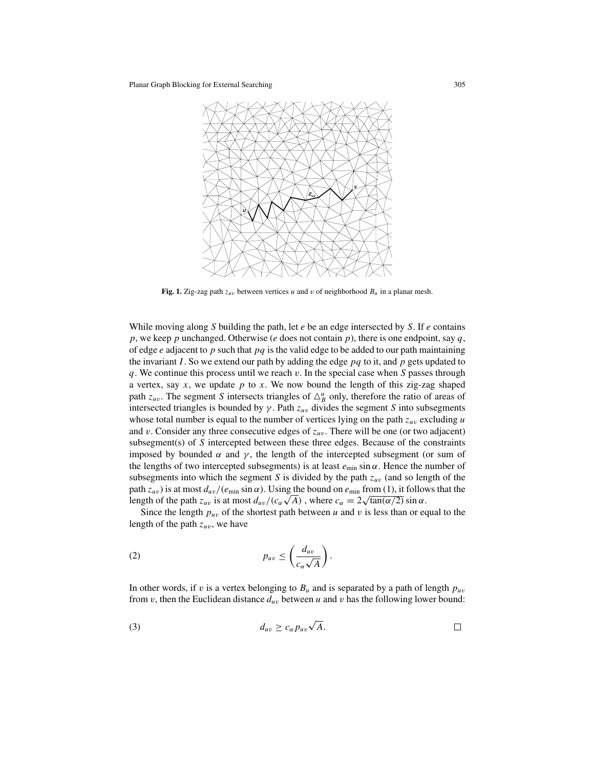**Fig. 1.** Zig-zag path $z_{uv}$ between vertices $u$ and $v$ of neighborhood $B_u$ in a planar mesh.

While moving along $S$ building the path, let $e$ be an edge intersected by $S$. If $e$ contains $p$, we keep $p$ unchanged. Otherwise ($e$ does not contain $p$), there is one endpoint, say $q$, of edge $e$ adjacent to $p$ such that $pq$ is the valid edge to be added to our path maintaining the invariant $I$. So we extend our path by adding the edge $pq$ to it, and $p$ gets updated to $q$. We continue this process until we reach $v$. In the special case when $S$ passes through a vertex, say $x$, we update $p$ to $x$. We now bound the length of this zig-zag shaped path $z_{uv}$. The segment $S$ intersects triangles of $\triangle_B^u$ only, therefore the ratio of areas of intersected triangles is bounded by $\gamma$. Path $z_{uv}$ divides the segment $S$ into subsegments whose total number is equal to the number of vertices lying on the path $z_{uv}$ excluding $u$ and $v$. Consider any three consecutive edges of $z_{uv}$. There will be one (or two adjacent) subsegment(s) of $S$ intercepted between these three edges. Because of the constraints imposed by bounded $\alpha$ and $\gamma$, the length of the intercepted subsegment (or sum of the lengths of two intercepted subsegments) is at least $e_{\min} \sin \alpha$. Hence the number of subsegments into which the segment $S$ is divided by the path $z_{uv}$ (and so length of the path $z_{uv}$) is at most $d_{uv}/(e_{\min} \sin \alpha)$. Using the bound on $e_{\min}$ from (1), it follows that the length of the path $z_{uv}$ is at most $d_{uv}/(c_\alpha \sqrt{A})$ , where $c_\alpha = 2\sqrt{\tan(\alpha/2)} \sin \alpha$.

Since the length $p_{uv}$ of the shortest path between $u$ and $v$ is less than or equal to the length of the path $z_{uv}$, we have

$$p_{uv} \leq \left( \frac{d_{uv}}{c_\alpha \sqrt{A}} \right). \tag{2}$$

In other words, if $v$ is a vertex belonging to $B_u$ and is separated by a path of length $p_{uv}$ from $v$, then the Euclidean distance $d_{uv}$ between $u$ and $v$ has the following lower bound:

$$d_{uv} \geq c_\alpha p_{uv} \sqrt{A}. \tag{3}$$

□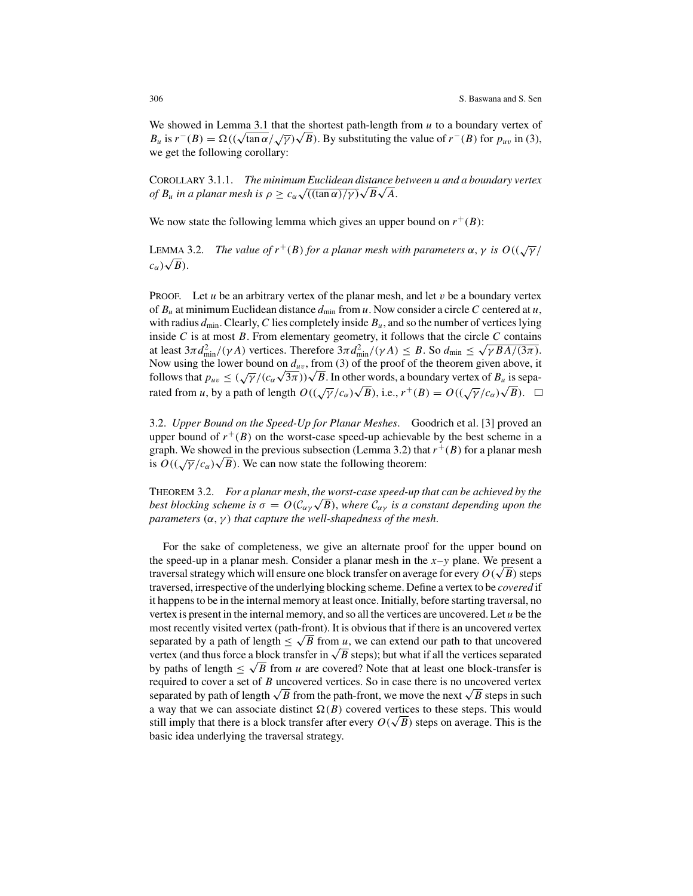We showed in Lemma 3.1 that the shortest path-length from $u$ to a boundary vertex of $B_u$ is $r^-(B) = \Omega((\sqrt{\tan\alpha}/\sqrt{\gamma})\sqrt{B})$. By substituting the value of $r^-(B)$ for $p_{uv}$ in (3), we get the following corollary:

COROLLARY 3.1.1. *The minimum Euclidean distance between u and a boundary vertex of $B_u$ in a planar mesh is $\rho \geq c_\alpha\sqrt{((\tan\alpha)/\gamma)}\sqrt{B}\sqrt{A}$.*

We now state the following lemma which gives an upper bound on $r^+(B)$:

LEMMA 3.2. *The value of $r^+(B)$ for a planar mesh with parameters $\alpha, \gamma$ is $O((\sqrt{\gamma}/c_\alpha)\sqrt{B})$.*

PROOF. Let $u$ be an arbitrary vertex of the planar mesh, and let $v$ be a boundary vertex of $B_u$ at minimum Euclidean distance $d_{\min}$ from $u$. Now consider a circle $C$ centered at $u$, with radius $d_{\min}$. Clearly, $C$ lies completely inside $B_u$, and so the number of vertices lying inside $C$ is at most $B$. From elementary geometry, it follows that the circle $C$ contains at least $3\pi d_{\min}^2/(\gamma A)$ vertices. Therefore $3\pi d_{\min}^2/(\gamma A) \leq B$. So $d_{\min} \leq \sqrt{\gamma BA/(3\pi)}$. Now using the lower bound on $d_{uv}$, from (3) of the proof of the theorem given above, it follows that $p_{uv} \leq (\sqrt{\gamma}/(c_\alpha\sqrt{3\pi}))\sqrt{B}$. In other words, a boundary vertex of $B_u$ is separated from $u$, by a path of length $O((\sqrt{\gamma}/c_\alpha)\sqrt{B})$, i.e., $r^+(B) = O((\sqrt{\gamma}/c_\alpha)\sqrt{B})$. □

3.2. *Upper Bound on the Speed-Up for Planar Meshes*. Goodrich et al. [3] proved an upper bound of $r^+(B)$ on the worst-case speed-up achievable by the best scheme in a graph. We showed in the previous subsection (Lemma 3.2) that $r^+(B)$ for a planar mesh is $O((\sqrt{\gamma}/c_\alpha)\sqrt{B})$. We can now state the following theorem:

THEOREM 3.2. *For a planar mesh, the worst-case speed-up that can be achieved by the best blocking scheme is $\sigma = O(\mathcal{C}_{\alpha\gamma}\sqrt{B})$, where $\mathcal{C}_{\alpha\gamma}$ is a constant depending upon the parameters $(\alpha, \gamma)$ that capture the well-shapedness of the mesh.*

For the sake of completeness, we give an alternate proof for the upper bound on the speed-up in a planar mesh. Consider a planar mesh in the $x$–$y$ plane. We present a traversal strategy which will ensure one block transfer on average for every $O(\sqrt{B})$ steps traversed, irrespective of the underlying blocking scheme. Define a vertex to be *covered* if it happens to be in the internal memory at least once. Initially, before starting traversal, no vertex is present in the internal memory, and so all the vertices are uncovered. Let $u$ be the most recently visited vertex (path-front). It is obvious that if there is an uncovered vertex separated by a path of length $\leq \sqrt{B}$ from $u$, we can extend our path to that uncovered vertex (and thus force a block transfer in $\sqrt{B}$ steps); but what if all the vertices separated by paths of length $\leq \sqrt{B}$ from $u$ are covered? Note that at least one block-transfer is required to cover a set of $B$ uncovered vertices. So in case there is no uncovered vertex separated by path of length $\sqrt{B}$ from the path-front, we move the next $\sqrt{B}$ steps in such a way that we can associate distinct $\Omega(B)$ covered vertices to these steps. This would still imply that there is a block transfer after every $O(\sqrt{B})$ steps on average. This is the basic idea underlying the traversal strategy.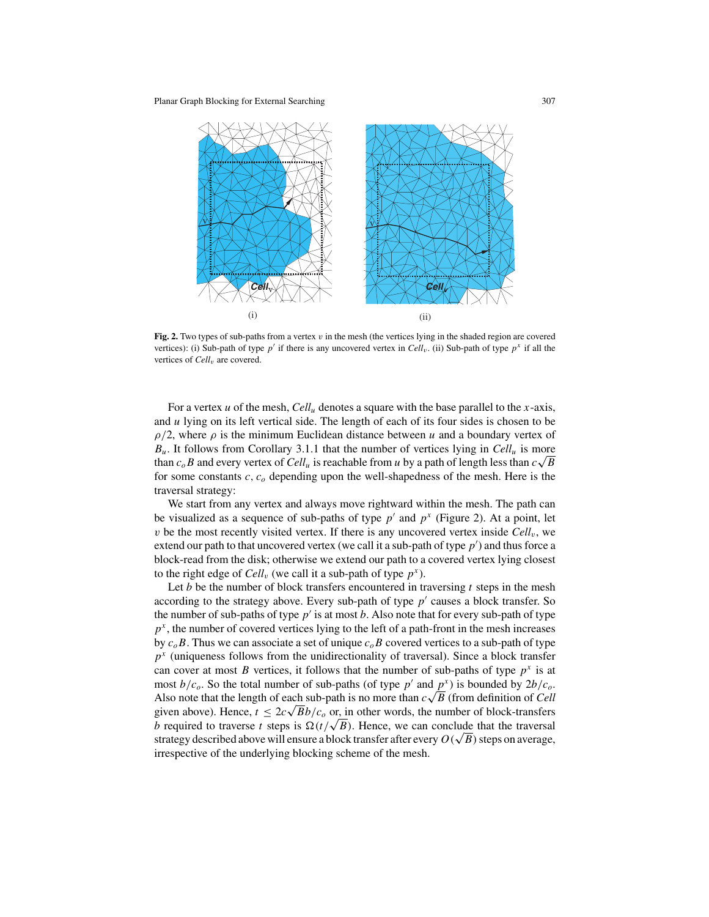**Fig. 2.** Two types of sub-paths from a vertex $v$ in the mesh (the vertices lying in the shaded region are covered vertices): (i) Sub-path of type $p'$ if there is any uncovered vertex in $Cell_v$. (ii) Sub-path of type $p^x$ if all the vertices of $Cell_v$ are covered.

For a vertex $u$ of the mesh, $Cell_u$ denotes a square with the base parallel to the $x$-axis, and $u$ lying on its left vertical side. The length of each of its four sides is chosen to be $\rho/2$, where $\rho$ is the minimum Euclidean distance between $u$ and a boundary vertex of $B_u$. It follows from Corollary 3.1.1 that the number of vertices lying in $Cell_u$ is more than $c_o B$ and every vertex of $Cell_u$ is reachable from $u$ by a path of length less than $c\sqrt{B}$ for some constants $c$, $c_o$ depending upon the well-shapedness of the mesh. Here is the traversal strategy:

We start from any vertex and always move rightward within the mesh. The path can be visualized as a sequence of sub-paths of type $p'$ and $p^x$ (Figure 2). At a point, let $v$ be the most recently visited vertex. If there is any uncovered vertex inside $Cell_v$, we extend our path to that uncovered vertex (we call it a sub-path of type $p'$) and thus force a block-read from the disk; otherwise we extend our path to a covered vertex lying closest to the right edge of $Cell_v$ (we call it a sub-path of type $p^x$).

Let $b$ be the number of block transfers encountered in traversing $t$ steps in the mesh according to the strategy above. Every sub-path of type $p'$ causes a block transfer. So the number of sub-paths of type $p'$ is at most $b$. Also note that for every sub-path of type $p^x$, the number of covered vertices lying to the left of a path-front in the mesh increases by $c_o B$. Thus we can associate a set of unique $c_o B$ covered vertices to a sub-path of type $p^x$ (uniqueness follows from the unidirectionality of traversal). Since a block transfer can cover at most $B$ vertices, it follows that the number of sub-paths of type $p^x$ is at most $b/c_o$. So the total number of sub-paths (of type $p'$ and $p^x$) is bounded by $2b/c_o$. Also note that the length of each sub-path is no more than $c\sqrt{B}$ (from definition of *Cell* given above). Hence, $t \leq 2c\sqrt{B}b/c_o$ or, in other words, the number of block-transfers $b$ required to traverse $t$ steps is $\Omega(t/\sqrt{B})$. Hence, we can conclude that the traversal strategy described above will ensure a block transfer after every $O(\sqrt{B})$ steps on average, irrespective of the underlying blocking scheme of the mesh.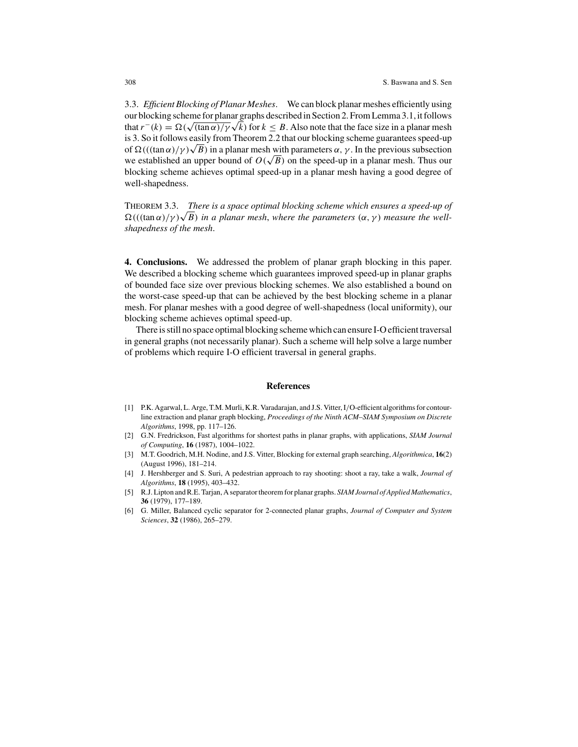### 3.3. *Efficient Blocking of Planar Meshes*.

We can block planar meshes efficiently using our blocking scheme for planar graphs described in Section 2. From Lemma 3.1, it follows that $r^-(k) = \Omega(\sqrt{(\tan\alpha)/\gamma}\sqrt{k})$ for $k \leq B$. Also note that the face size in a planar mesh is 3. So it follows easily from Theorem 2.2 that our blocking scheme guarantees speed-up of $\Omega(((\tan\alpha)/\gamma)\sqrt{B})$ in a planar mesh with parameters $\alpha$, $\gamma$. In the previous subsection we established an upper bound of $O(\sqrt{B})$ on the speed-up in a planar mesh. Thus our blocking scheme achieves optimal speed-up in a planar mesh having a good degree of well-shapedness.

THEOREM 3.3. *There is a space optimal blocking scheme which ensures a speed-up of* $\Omega(((\tan\alpha)/\gamma)\sqrt{B})$ *in a planar mesh, where the parameters* $(\alpha, \gamma)$ *measure the well-shapedness of the mesh.*

## 4. Conclusions.

We addressed the problem of planar graph blocking in this paper. We described a blocking scheme which guarantees improved speed-up in planar graphs of bounded face size over previous blocking schemes. We also established a bound on the worst-case speed-up that can be achieved by the best blocking scheme in a planar mesh. For planar meshes with a good degree of well-shapedness (local uniformity), our blocking scheme achieves optimal speed-up.

There is still no space optimal blocking scheme which can ensure I-O efficient traversal in general graphs (not necessarily planar). Such a scheme will help solve a large number of problems which require I-O efficient traversal in general graphs.

## References

[1] P.K. Agarwal, L. Arge, T.M. Murli, K.R. Varadarajan, and J.S. Vitter, I/O-efficient algorithms for contour-line extraction and planar graph blocking, *Proceedings of the Ninth ACM–SIAM Symposium on Discrete Algorithms*, 1998, pp. 117–126.

[2] G.N. Fredrickson, Fast algorithms for shortest paths in planar graphs, with applications, *SIAM Journal of Computing*, **16** (1987), 1004–1022.

[3] M.T. Goodrich, M.H. Nodine, and J.S. Vitter, Blocking for external graph searching, *Algorithmica*, **16**(2) (August 1996), 181–214.

[4] J. Hershberger and S. Suri, A pedestrian approach to ray shooting: shoot a ray, take a walk, *Journal of Algorithms*, **18** (1995), 403–432.

[5] R.J. Lipton and R.E. Tarjan, A separator theorem for planar graphs. *SIAM Journal of Applied Mathematics*, **36** (1979), 177–189.

[6] G. Miller, Balanced cyclic separator for 2-connected planar graphs, *Journal of Computer and System Sciences*, **32** (1986), 265–279.